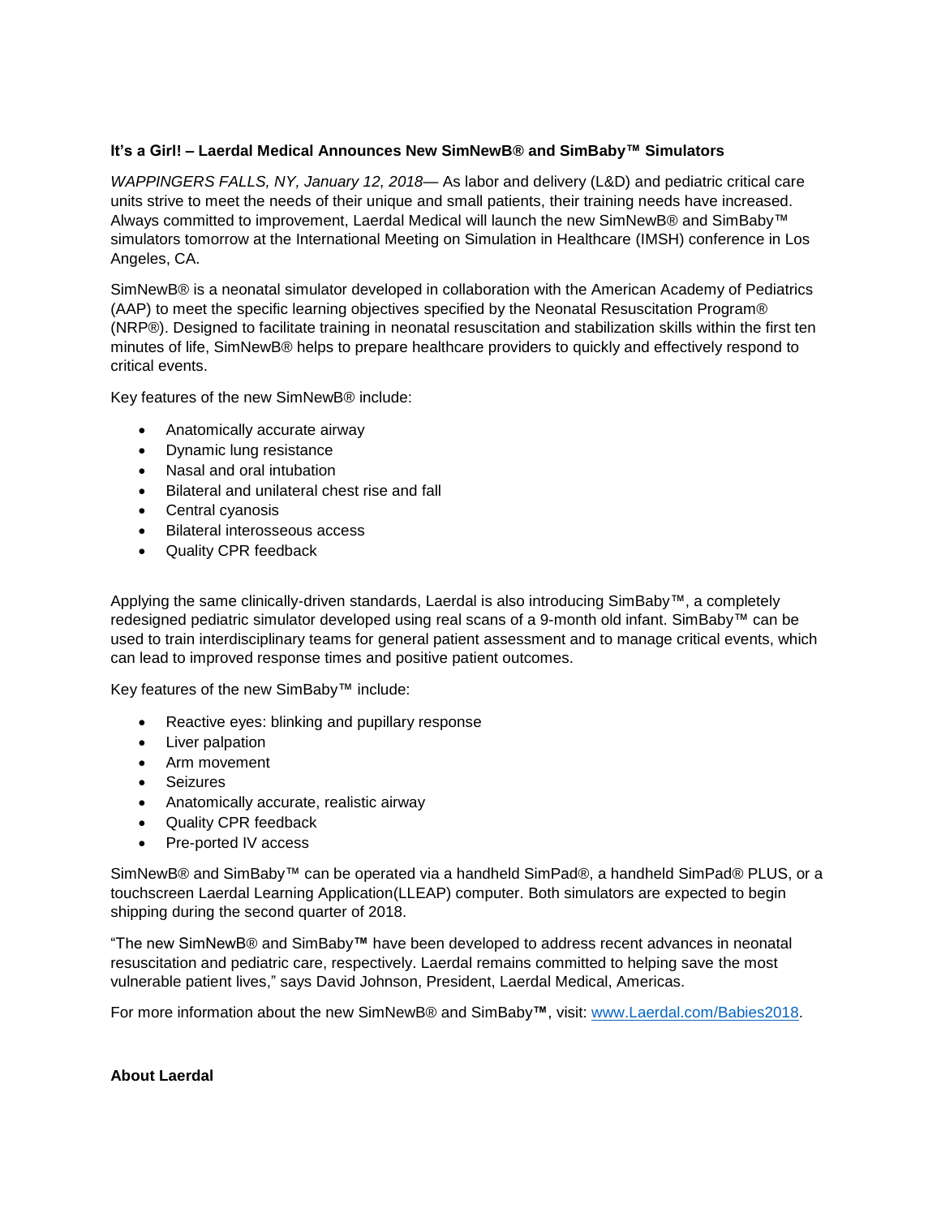**It's a Girl! – Laerdal Medical Announces New SimNewB® and SimBaby™ Simulators**

*WAPPINGERS FALLS, NY, January 12, 2018*— As labor and delivery (L&D) and pediatric critical care units strive to meet the needs of their unique and small patients, their training needs have increased. Always committed to improvement, Laerdal Medical will launch the new SimNewB® and SimBaby™ simulators tomorrow at the International Meeting on Simulation in Healthcare (IMSH) conference in Los Angeles, CA.

SimNewB® is a neonatal simulator developed in collaboration with the American Academy of Pediatrics (AAP) to meet the specific learning objectives specified by the Neonatal Resuscitation Program® (NRP®). Designed to facilitate training in neonatal resuscitation and stabilization skills within the first ten minutes of life, SimNewB® helps to prepare healthcare providers to quickly and effectively respond to critical events.

Key features of the new SimNewB® include:

- Anatomically accurate airway
- Dynamic lung resistance
- Nasal and oral intubation
- Bilateral and unilateral chest rise and fall
- Central cyanosis
- Bilateral interosseous access
- Quality CPR feedback

Applying the same clinically-driven standards, Laerdal is also introducing SimBaby™, a completely redesigned pediatric simulator developed using real scans of a 9-month old infant. SimBaby™ can be used to train interdisciplinary teams for general patient assessment and to manage critical events, which can lead to improved response times and positive patient outcomes.

Key features of the new SimBaby™ include:

- Reactive eyes: blinking and pupillary response
- Liver palpation
- Arm movement
- Seizures
- Anatomically accurate, realistic airway
- Quality CPR feedback
- Pre-ported IV access

SimNewB® and SimBaby™ can be operated via a handheld SimPad®, a handheld SimPad® PLUS, or a touchscreen Laerdal Learning Application(LLEAP) computer. Both simulators are expected to begin shipping during the second quarter of 2018.

"The new SimNewB® and SimBaby**™** have been developed to address recent advances in neonatal resuscitation and pediatric care, respectively. Laerdal remains committed to helping save the most vulnerable patient lives," says David Johnson, President, Laerdal Medical, Americas.

For more information about the new SimNewB® and SimBaby**™**, visit: [www.Laerdal.com/Babies2018](http://www.Laerdal.com/Babies2018).

**About Laerdal**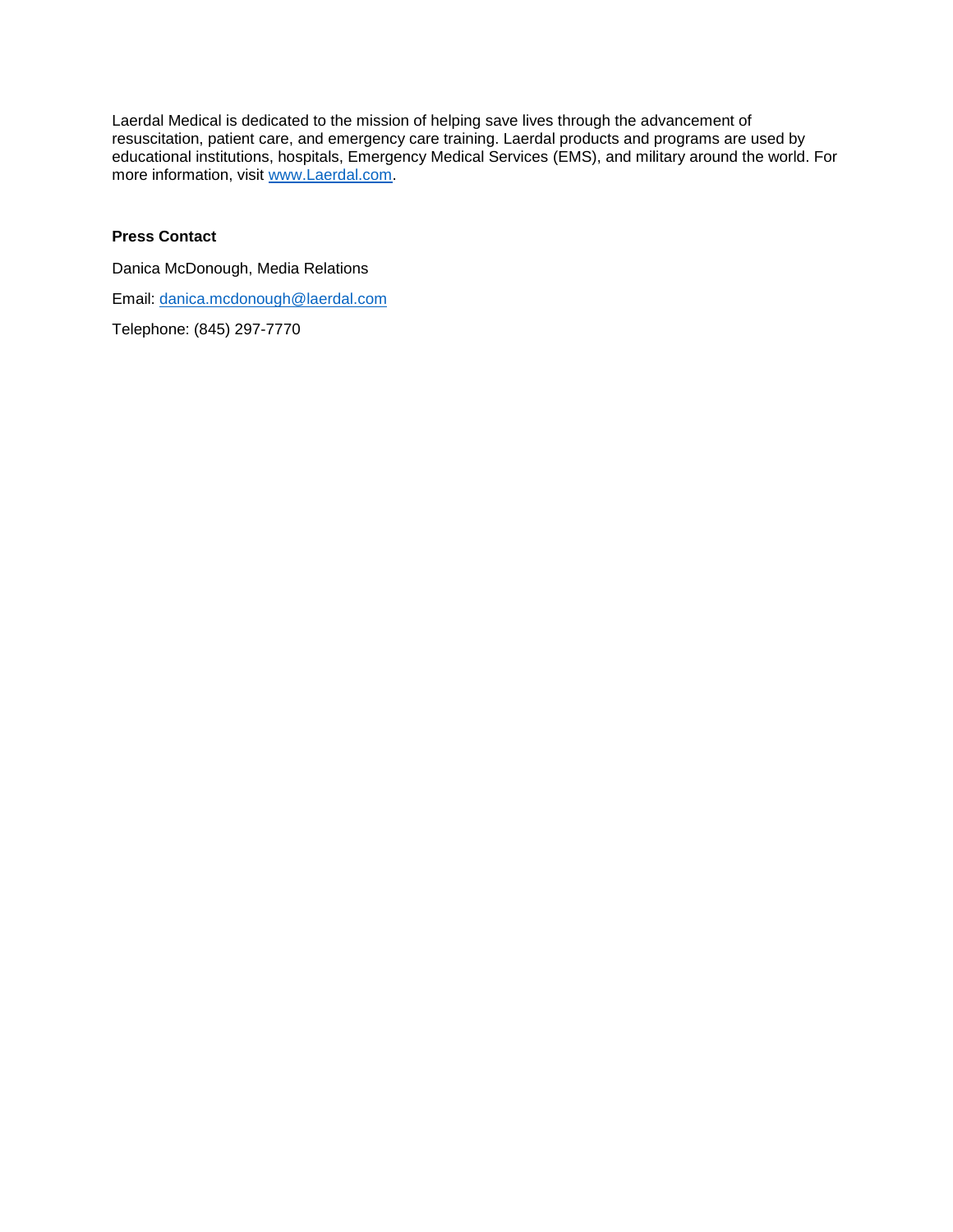Laerdal Medical is dedicated to the mission of helping save lives through the advancement of resuscitation, patient care, and emergency care training. Laerdal products and programs are used by educational institutions, hospitals, Emergency Medical Services (EMS), and military around the world. For more information, visit [www.Laerdal.com](http://www.Laerdal.com).

**Press Contact**

Danica McDonough, Media Relations

Email: [danica.mcdonough@laerdal.com](mailto:danica.mcdonough@laerdal.com)

Telephone: (845) 297-7770